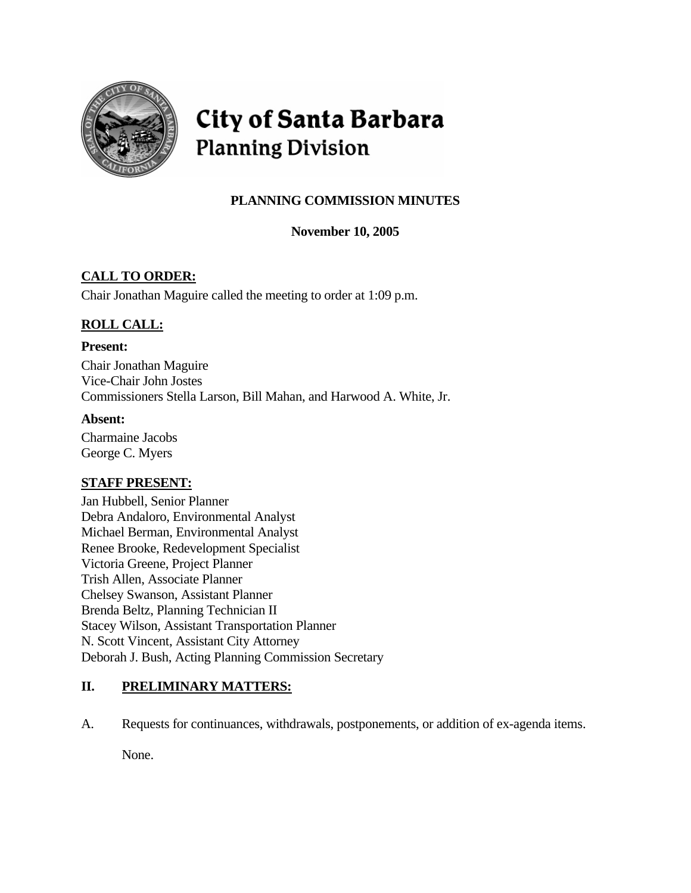# City of Santa Barbara
## Planning Division

### PLANNING COMMISSION MINUTES

**November 10, 2005**

**CALL TO ORDER:**

Chair Jonathan Maguire called the meeting to order at 1:09 p.m.

**ROLL CALL:**

**Present:**

Chair Jonathan Maguire
Vice-Chair John Jostes
Commissioners Stella Larson, Bill Mahan, and Harwood A. White, Jr.

**Absent:**

Charmaine Jacobs
George C. Myers

**STAFF PRESENT:**

Jan Hubbell, Senior Planner
Debra Andaloro, Environmental Analyst
Michael Berman, Environmental Analyst
Renee Brooke, Redevelopment Specialist
Victoria Greene, Project Planner
Trish Allen, Associate Planner
Chelsey Swanson, Assistant Planner
Brenda Beltz, Planning Technician II
Stacey Wilson, Assistant Transportation Planner
N. Scott Vincent, Assistant City Attorney
Deborah J. Bush, Acting Planning Commission Secretary

**II. PRELIMINARY MATTERS:**

A. Requests for continuances, withdrawals, postponements, or addition of ex-agenda items.

None.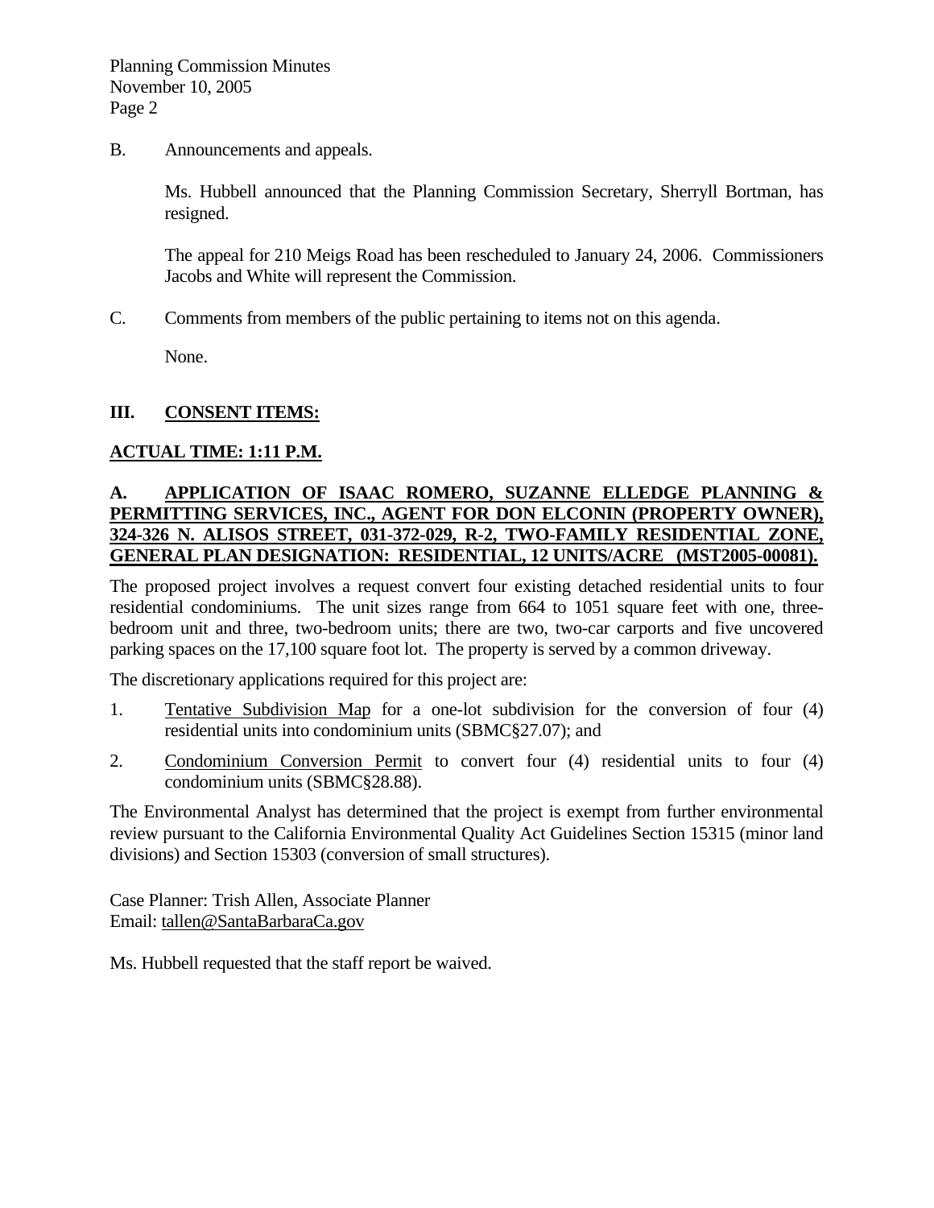B. Announcements and appeals.

Ms. Hubbell announced that the Planning Commission Secretary, Sherryll Bortman, has resigned.

The appeal for 210 Meigs Road has been rescheduled to January 24, 2006. Commissioners Jacobs and White will represent the Commission.

C. Comments from members of the public pertaining to items not on this agenda.

None.

## III. CONSENT ITEMS:

**ACTUAL TIME: 1:11 P.M.**

**A. APPLICATION OF ISAAC ROMERO, SUZANNE ELLEDGE PLANNING & PERMITTING SERVICES, INC., AGENT FOR DON ELCONIN (PROPERTY OWNER), 324-326 N. ALISOS STREET, 031-372-029, R-2, TWO-FAMILY RESIDENTIAL ZONE, GENERAL PLAN DESIGNATION: RESIDENTIAL, 12 UNITS/ACRE (MST2005-00081).**

The proposed project involves a request convert four existing detached residential units to four residential condominiums. The unit sizes range from 664 to 1051 square feet with one, three-bedroom unit and three, two-bedroom units; there are two, two-car carports and five uncovered parking spaces on the 17,100 square foot lot. The property is served by a common driveway.

The discretionary applications required for this project are:

1. Tentative Subdivision Map for a one-lot subdivision for the conversion of four (4) residential units into condominium units (SBMC§27.07); and
2. Condominium Conversion Permit to convert four (4) residential units to four (4) condominium units (SBMC§28.88).

The Environmental Analyst has determined that the project is exempt from further environmental review pursuant to the California Environmental Quality Act Guidelines Section 15315 (minor land divisions) and Section 15303 (conversion of small structures).

Case Planner: Trish Allen, Associate Planner
Email: tallen@SantaBarbaraCa.gov

Ms. Hubbell requested that the staff report be waived.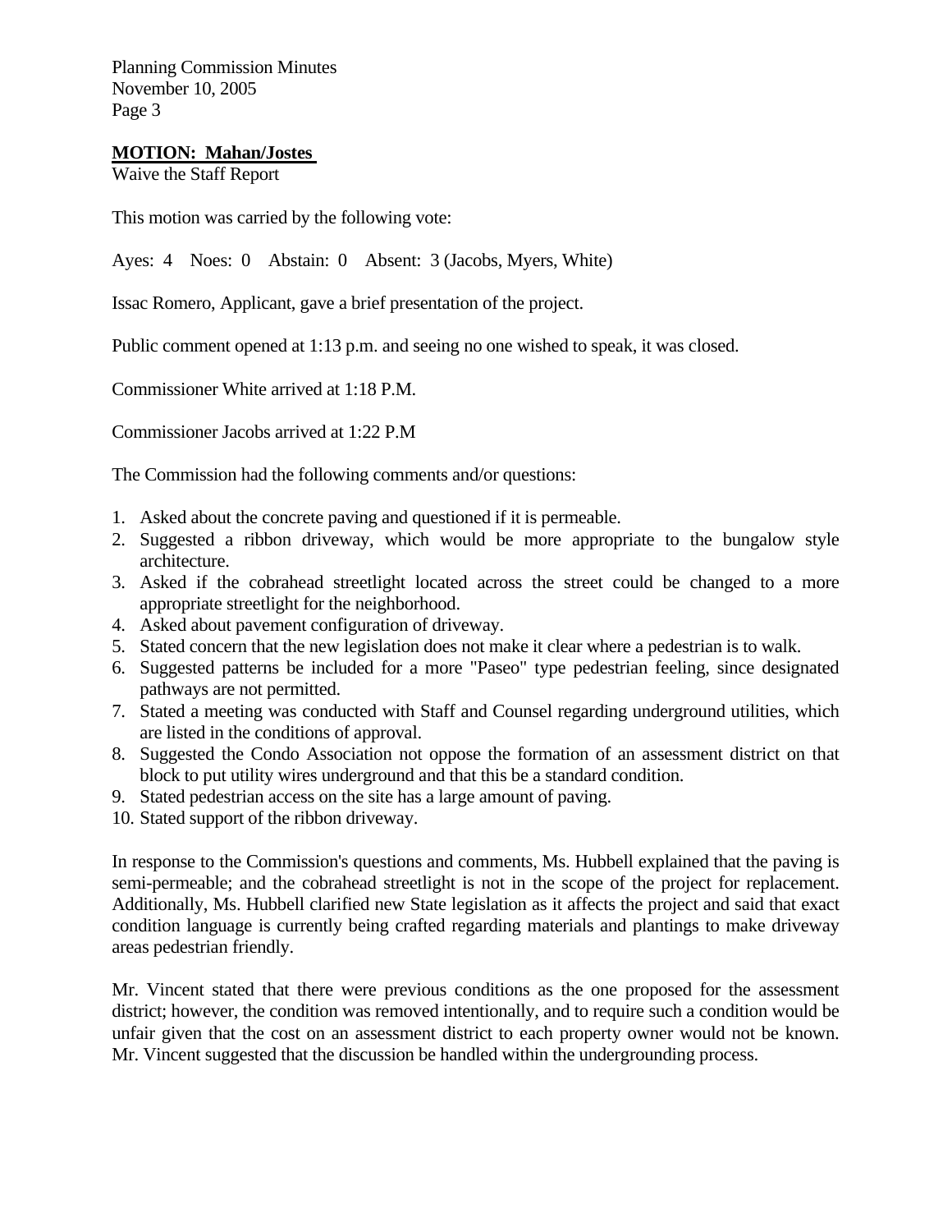**MOTION: Mahan/Jostes**
Waive the Staff Report

This motion was carried by the following vote:

Ayes: 4 Noes: 0 Abstain: 0 Absent: 3 (Jacobs, Myers, White)

Issac Romero, Applicant, gave a brief presentation of the project.

Public comment opened at 1:13 p.m. and seeing no one wished to speak, it was closed.

Commissioner White arrived at 1:18 P.M.

Commissioner Jacobs arrived at 1:22 P.M

The Commission had the following comments and/or questions:

1. Asked about the concrete paving and questioned if it is permeable.
2. Suggested a ribbon driveway, which would be more appropriate to the bungalow style architecture.
3. Asked if the cobrahead streetlight located across the street could be changed to a more appropriate streetlight for the neighborhood.
4. Asked about pavement configuration of driveway.
5. Stated concern that the new legislation does not make it clear where a pedestrian is to walk.
6. Suggested patterns be included for a more "Paseo" type pedestrian feeling, since designated pathways are not permitted.
7. Stated a meeting was conducted with Staff and Counsel regarding underground utilities, which are listed in the conditions of approval.
8. Suggested the Condo Association not oppose the formation of an assessment district on that block to put utility wires underground and that this be a standard condition.
9. Stated pedestrian access on the site has a large amount of paving.
10. Stated support of the ribbon driveway.

In response to the Commission's questions and comments, Ms. Hubbell explained that the paving is semi-permeable; and the cobrahead streetlight is not in the scope of the project for replacement. Additionally, Ms. Hubbell clarified new State legislation as it affects the project and said that exact condition language is currently being crafted regarding materials and plantings to make driveway areas pedestrian friendly.

Mr. Vincent stated that there were previous conditions as the one proposed for the assessment district; however, the condition was removed intentionally, and to require such a condition would be unfair given that the cost on an assessment district to each property owner would not be known. Mr. Vincent suggested that the discussion be handled within the undergrounding process.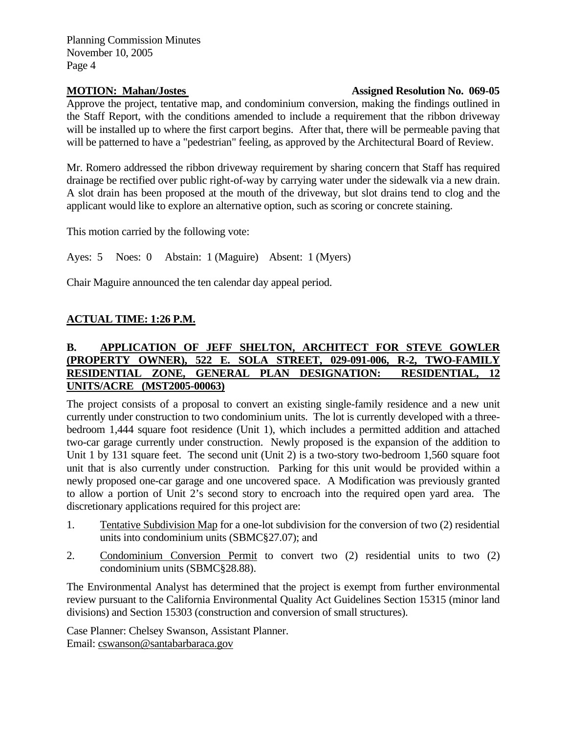**MOTION: Mahan/Jostes** **Assigned Resolution No. 069-05**

Approve the project, tentative map, and condominium conversion, making the findings outlined in the Staff Report, with the conditions amended to include a requirement that the ribbon driveway will be installed up to where the first carport begins. After that, there will be permeable paving that will be patterned to have a "pedestrian" feeling, as approved by the Architectural Board of Review.

Mr. Romero addressed the ribbon driveway requirement by sharing concern that Staff has required drainage be rectified over public right-of-way by carrying water under the sidewalk via a new drain. A slot drain has been proposed at the mouth of the driveway, but slot drains tend to clog and the applicant would like to explore an alternative option, such as scoring or concrete staining.

This motion carried by the following vote:

Ayes: 5 Noes: 0 Abstain: 1 (Maguire) Absent: 1 (Myers)

Chair Maguire announced the ten calendar day appeal period.

**ACTUAL TIME: 1:26 P.M.**

**B. APPLICATION OF JEFF SHELTON, ARCHITECT FOR STEVE GOWLER (PROPERTY OWNER), 522 E. SOLA STREET, 029-091-006, R-2, TWO-FAMILY RESIDENTIAL ZONE, GENERAL PLAN DESIGNATION: RESIDENTIAL, 12 UNITS/ACRE (MST2005-00063)**

The project consists of a proposal to convert an existing single-family residence and a new unit currently under construction to two condominium units. The lot is currently developed with a three-bedroom 1,444 square foot residence (Unit 1), which includes a permitted addition and attached two-car garage currently under construction. Newly proposed is the expansion of the addition to Unit 1 by 131 square feet. The second unit (Unit 2) is a two-story two-bedroom 1,560 square foot unit that is also currently under construction. Parking for this unit would be provided within a newly proposed one-car garage and one uncovered space. A Modification was previously granted to allow a portion of Unit 2's second story to encroach into the required open yard area. The discretionary applications required for this project are:

1. Tentative Subdivision Map for a one-lot subdivision for the conversion of two (2) residential units into condominium units (SBMC§27.07); and
2. Condominium Conversion Permit to convert two (2) residential units to two (2) condominium units (SBMC§28.88).

The Environmental Analyst has determined that the project is exempt from further environmental review pursuant to the California Environmental Quality Act Guidelines Section 15315 (minor land divisions) and Section 15303 (construction and conversion of small structures).

Case Planner: Chelsey Swanson, Assistant Planner.
Email: cswanson@santabarbaraca.gov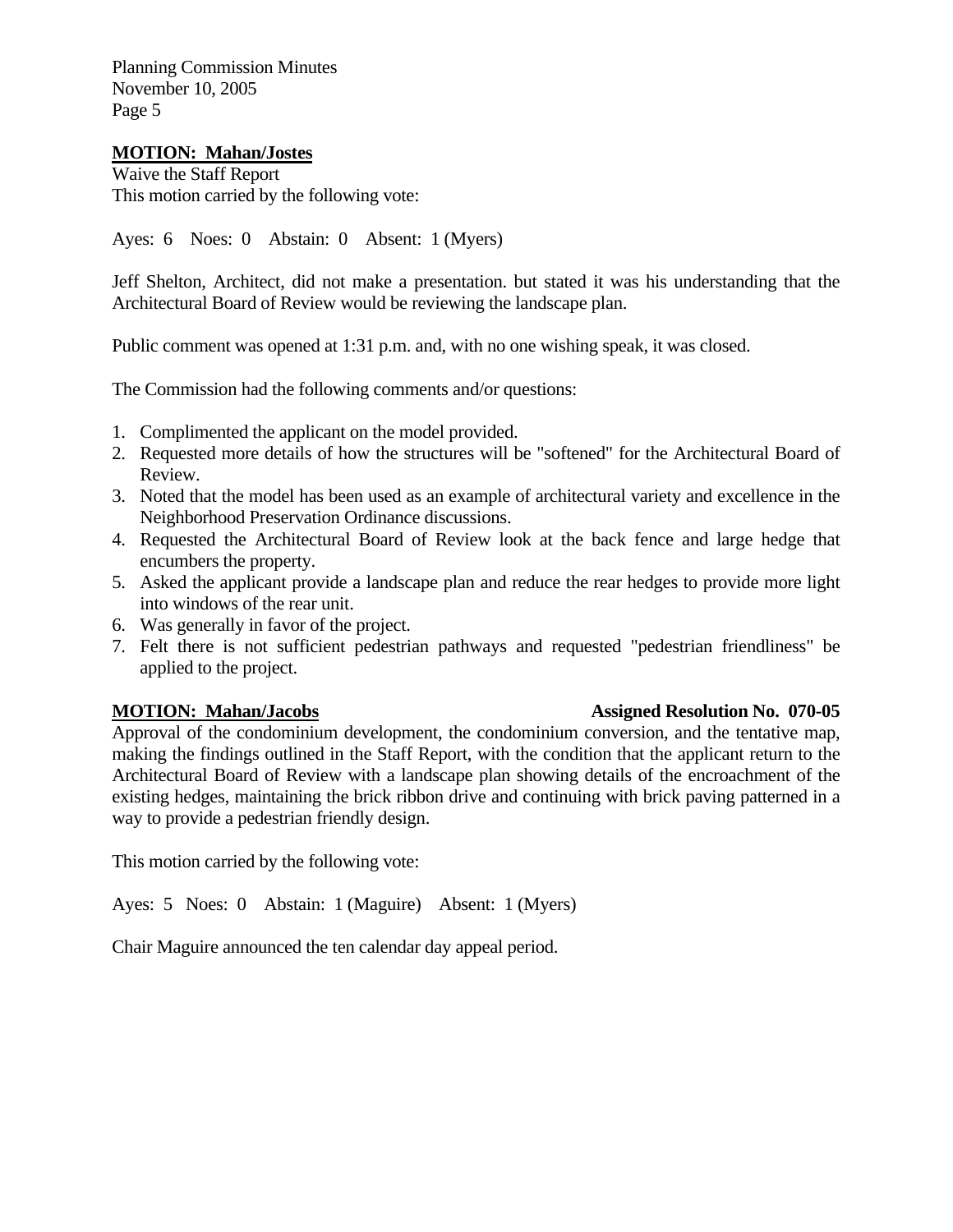**MOTION: Mahan/Jostes**
Waive the Staff Report
This motion carried by the following vote:

Ayes: 6 Noes: 0 Abstain: 0 Absent: 1 (Myers)

Jeff Shelton, Architect, did not make a presentation. but stated it was his understanding that the Architectural Board of Review would be reviewing the landscape plan.

Public comment was opened at 1:31 p.m. and, with no one wishing speak, it was closed.

The Commission had the following comments and/or questions:

1. Complimented the applicant on the model provided.
2. Requested more details of how the structures will be "softened" for the Architectural Board of Review.
3. Noted that the model has been used as an example of architectural variety and excellence in the Neighborhood Preservation Ordinance discussions.
4. Requested the Architectural Board of Review look at the back fence and large hedge that encumbers the property.
5. Asked the applicant provide a landscape plan and reduce the rear hedges to provide more light into windows of the rear unit.
6. Was generally in favor of the project.
7. Felt there is not sufficient pedestrian pathways and requested "pedestrian friendliness" be applied to the project.

**MOTION: Mahan/Jacobs** **Assigned Resolution No. 070-05**

Approval of the condominium development, the condominium conversion, and the tentative map, making the findings outlined in the Staff Report, with the condition that the applicant return to the Architectural Board of Review with a landscape plan showing details of the encroachment of the existing hedges, maintaining the brick ribbon drive and continuing with brick paving patterned in a way to provide a pedestrian friendly design.

This motion carried by the following vote:

Ayes: 5 Noes: 0 Abstain: 1 (Maguire) Absent: 1 (Myers)

Chair Maguire announced the ten calendar day appeal period.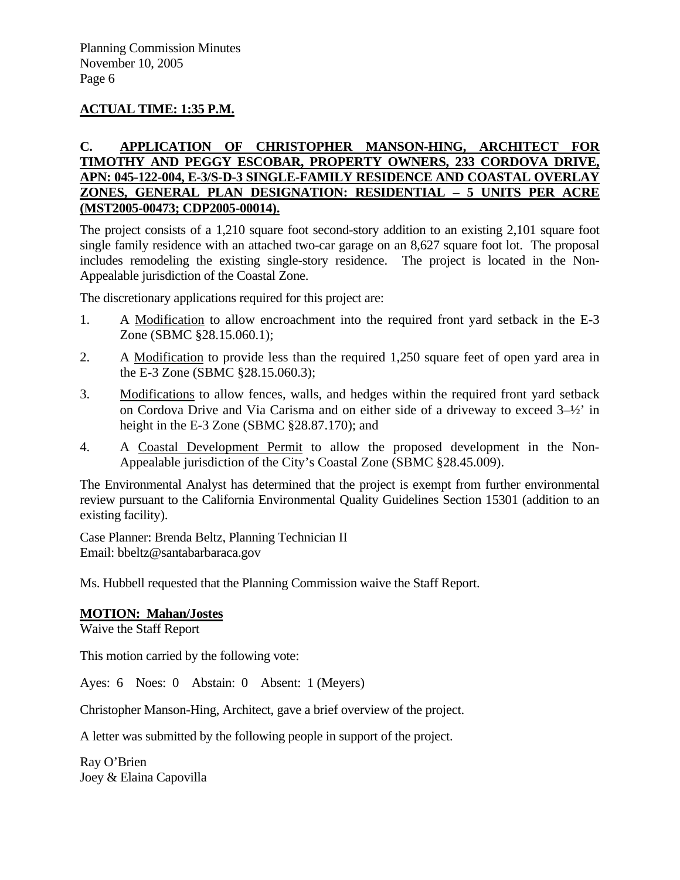**ACTUAL TIME: 1:35 P.M.**

**C. APPLICATION OF CHRISTOPHER MANSON-HING, ARCHITECT FOR TIMOTHY AND PEGGY ESCOBAR, PROPERTY OWNERS, 233 CORDOVA DRIVE, APN: 045-122-004, E-3/S-D-3 SINGLE-FAMILY RESIDENCE AND COASTAL OVERLAY ZONES, GENERAL PLAN DESIGNATION: RESIDENTIAL – 5 UNITS PER ACRE (MST2005-00473; CDP2005-00014).**

The project consists of a 1,210 square foot second-story addition to an existing 2,101 square foot single family residence with an attached two-car garage on an 8,627 square foot lot. The proposal includes remodeling the existing single-story residence. The project is located in the Non-Appealable jurisdiction of the Coastal Zone.

The discretionary applications required for this project are:

1. A Modification to allow encroachment into the required front yard setback in the E-3 Zone (SBMC §28.15.060.1);
2. A Modification to provide less than the required 1,250 square feet of open yard area in the E-3 Zone (SBMC §28.15.060.3);
3. Modifications to allow fences, walls, and hedges within the required front yard setback on Cordova Drive and Via Carisma and on either side of a driveway to exceed 3–½' in height in the E-3 Zone (SBMC §28.87.170); and
4. A Coastal Development Permit to allow the proposed development in the Non-Appealable jurisdiction of the City's Coastal Zone (SBMC §28.45.009).

The Environmental Analyst has determined that the project is exempt from further environmental review pursuant to the California Environmental Quality Guidelines Section 15301 (addition to an existing facility).

Case Planner: Brenda Beltz, Planning Technician II
Email: bbeltz@santabarbaraca.gov

Ms. Hubbell requested that the Planning Commission waive the Staff Report.

**MOTION: Mahan/Jostes**
Waive the Staff Report

This motion carried by the following vote:

Ayes: 6 Noes: 0 Abstain: 0 Absent: 1 (Meyers)

Christopher Manson-Hing, Architect, gave a brief overview of the project.

A letter was submitted by the following people in support of the project.

Ray O'Brien
Joey & Elaina Capovilla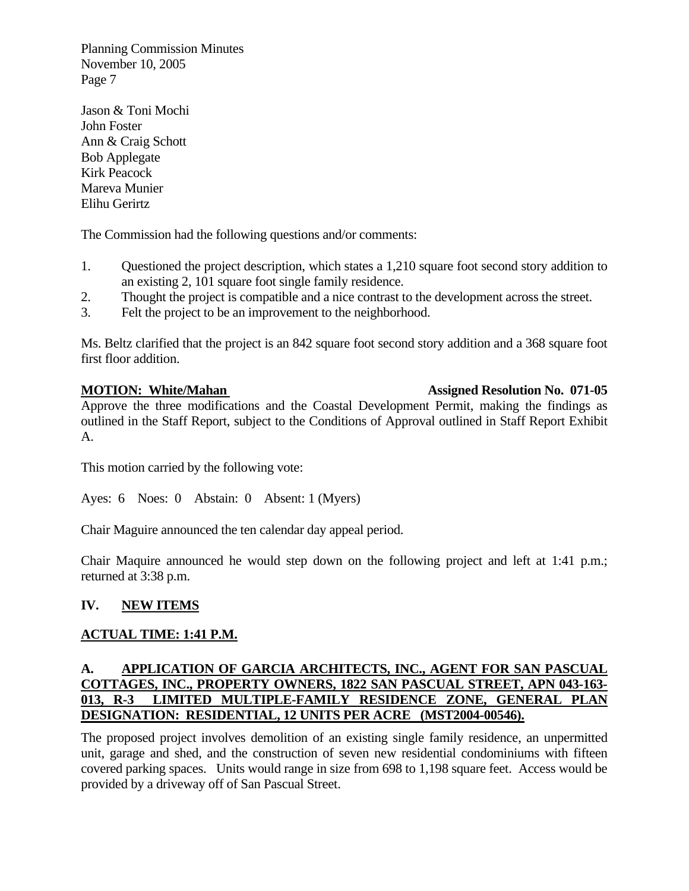Jason & Toni Mochi
John Foster
Ann & Craig Schott
Bob Applegate
Kirk Peacock
Mareva Munier
Elihu Gerirtz

The Commission had the following questions and/or comments:

1. Questioned the project description, which states a 1,210 square foot second story addition to an existing 2, 101 square foot single family residence.
2. Thought the project is compatible and a nice contrast to the development across the street.
3. Felt the project to be an improvement to the neighborhood.

Ms. Beltz clarified that the project is an 842 square foot second story addition and a 368 square foot first floor addition.

**MOTION: White/Mahan** **Assigned Resolution No. 071-05**
Approve the three modifications and the Coastal Development Permit, making the findings as outlined in the Staff Report, subject to the Conditions of Approval outlined in Staff Report Exhibit A.

This motion carried by the following vote:

Ayes: 6 Noes: 0 Abstain: 0 Absent: 1 (Myers)

Chair Maguire announced the ten calendar day appeal period.

Chair Maquire announced he would step down on the following project and left at 1:41 p.m.; returned at 3:38 p.m.

## IV. NEW ITEMS

**ACTUAL TIME: 1:41 P.M.**

**A. APPLICATION OF GARCIA ARCHITECTS, INC., AGENT FOR SAN PASCUAL COTTAGES, INC., PROPERTY OWNERS, 1822 SAN PASCUAL STREET, APN 043-163-013, R-3 LIMITED MULTIPLE-FAMILY RESIDENCE ZONE, GENERAL PLAN DESIGNATION: RESIDENTIAL, 12 UNITS PER ACRE (MST2004-00546).**

The proposed project involves demolition of an existing single family residence, an unpermitted unit, garage and shed, and the construction of seven new residential condominiums with fifteen covered parking spaces. Units would range in size from 698 to 1,198 square feet. Access would be provided by a driveway off of San Pascual Street.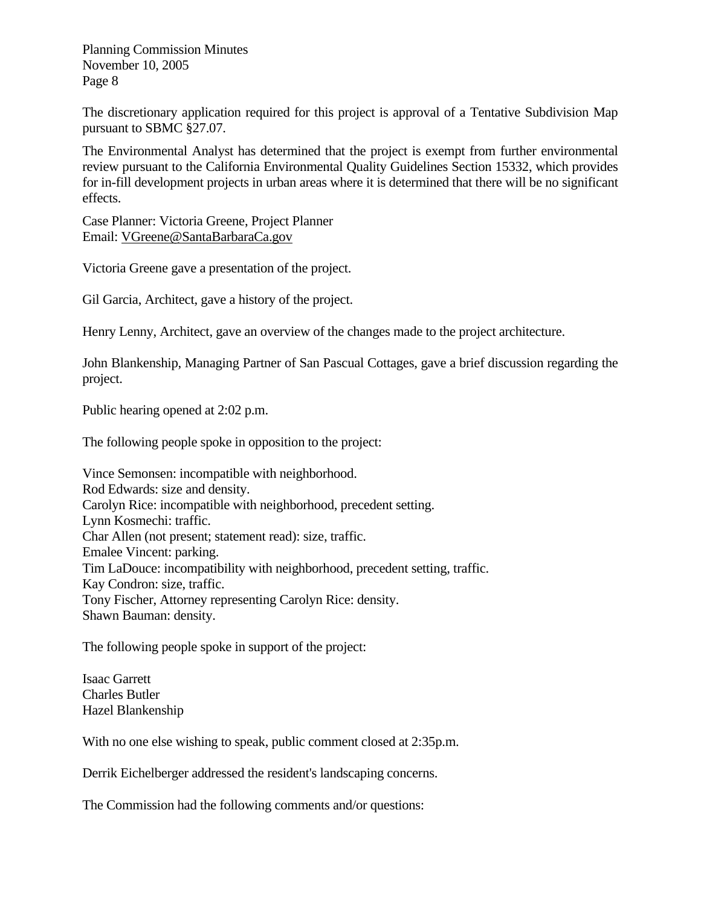The discretionary application required for this project is approval of a Tentative Subdivision Map pursuant to SBMC §27.07.

The Environmental Analyst has determined that the project is exempt from further environmental review pursuant to the California Environmental Quality Guidelines Section 15332, which provides for in-fill development projects in urban areas where it is determined that there will be no significant effects.

Case Planner: Victoria Greene, Project Planner
Email: VGreene@SantaBarbaraCa.gov

Victoria Greene gave a presentation of the project.

Gil Garcia, Architect, gave a history of the project.

Henry Lenny, Architect, gave an overview of the changes made to the project architecture.

John Blankenship, Managing Partner of San Pascual Cottages, gave a brief discussion regarding the project.

Public hearing opened at 2:02 p.m.

The following people spoke in opposition to the project:

Vince Semonsen: incompatible with neighborhood.
Rod Edwards: size and density.
Carolyn Rice: incompatible with neighborhood, precedent setting.
Lynn Kosmechi: traffic.
Char Allen (not present; statement read): size, traffic.
Emalee Vincent: parking.
Tim LaDouce: incompatibility with neighborhood, precedent setting, traffic.
Kay Condron: size, traffic.
Tony Fischer, Attorney representing Carolyn Rice: density.
Shawn Bauman: density.

The following people spoke in support of the project:

Isaac Garrett
Charles Butler
Hazel Blankenship

With no one else wishing to speak, public comment closed at 2:35p.m.

Derrik Eichelberger addressed the resident's landscaping concerns.

The Commission had the following comments and/or questions: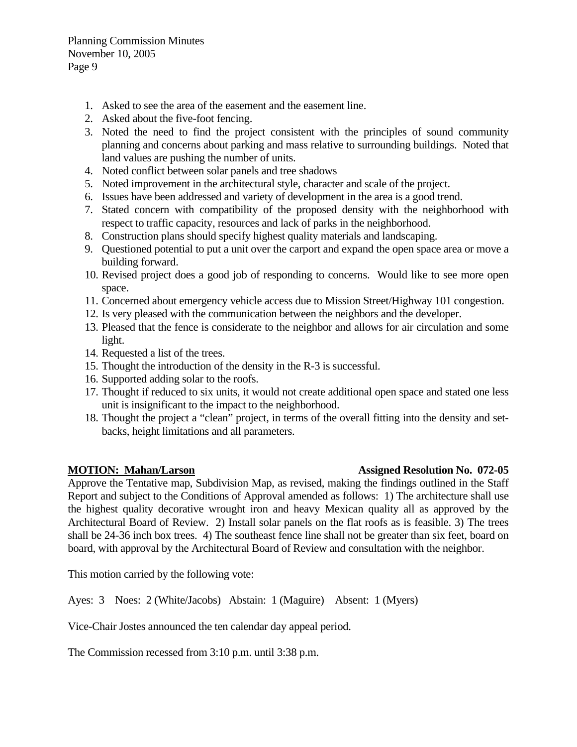1. Asked to see the area of the easement and the easement line.
2. Asked about the five-foot fencing.
3. Noted the need to find the project consistent with the principles of sound community planning and concerns about parking and mass relative to surrounding buildings. Noted that land values are pushing the number of units.
4. Noted conflict between solar panels and tree shadows
5. Noted improvement in the architectural style, character and scale of the project.
6. Issues have been addressed and variety of development in the area is a good trend.
7. Stated concern with compatibility of the proposed density with the neighborhood with respect to traffic capacity, resources and lack of parks in the neighborhood.
8. Construction plans should specify highest quality materials and landscaping.
9. Questioned potential to put a unit over the carport and expand the open space area or move a building forward.
10. Revised project does a good job of responding to concerns. Would like to see more open space.
11. Concerned about emergency vehicle access due to Mission Street/Highway 101 congestion.
12. Is very pleased with the communication between the neighbors and the developer.
13. Pleased that the fence is considerate to the neighbor and allows for air circulation and some light.
14. Requested a list of the trees.
15. Thought the introduction of the density in the R-3 is successful.
16. Supported adding solar to the roofs.
17. Thought if reduced to six units, it would not create additional open space and stated one less unit is insignificant to the impact to the neighborhood.
18. Thought the project a "clean" project, in terms of the overall fitting into the density and set-backs, height limitations and all parameters.

**MOTION: Mahan/Larson** **Assigned Resolution No. 072-05**

Approve the Tentative map, Subdivision Map, as revised, making the findings outlined in the Staff Report and subject to the Conditions of Approval amended as follows: 1) The architecture shall use the highest quality decorative wrought iron and heavy Mexican quality all as approved by the Architectural Board of Review. 2) Install solar panels on the flat roofs as is feasible. 3) The trees shall be 24-36 inch box trees. 4) The southeast fence line shall not be greater than six feet, board on board, with approval by the Architectural Board of Review and consultation with the neighbor.

This motion carried by the following vote:

Ayes: 3 Noes: 2 (White/Jacobs) Abstain: 1 (Maguire) Absent: 1 (Myers)

Vice-Chair Jostes announced the ten calendar day appeal period.

The Commission recessed from 3:10 p.m. until 3:38 p.m.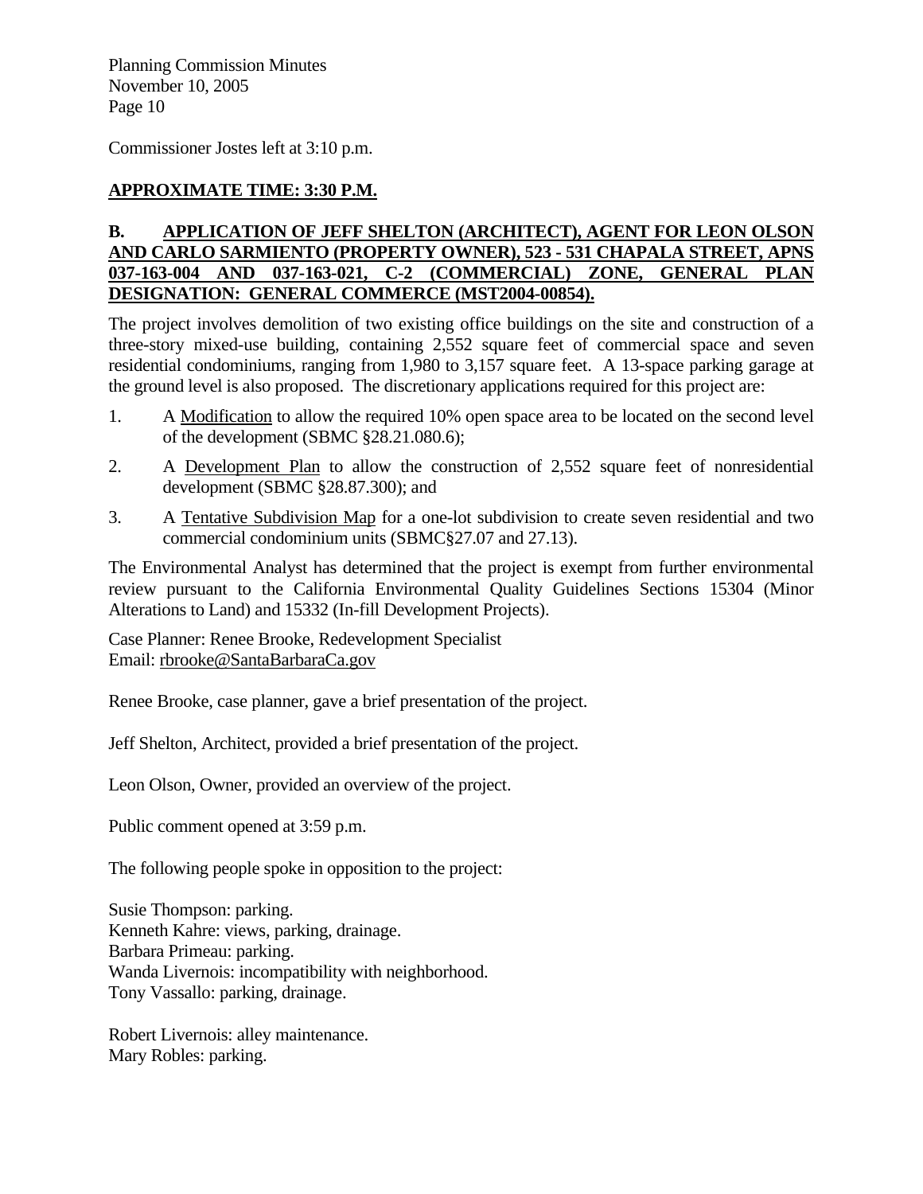Commissioner Jostes left at 3:10 p.m.

**APPROXIMATE TIME: 3:30 P.M.**

**B. APPLICATION OF JEFF SHELTON (ARCHITECT), AGENT FOR LEON OLSON AND CARLO SARMIENTO (PROPERTY OWNER), 523 - 531 CHAPALA STREET, APNS 037-163-004 AND 037-163-021, C-2 (COMMERCIAL) ZONE, GENERAL PLAN DESIGNATION: GENERAL COMMERCE (MST2004-00854).**

The project involves demolition of two existing office buildings on the site and construction of a three-story mixed-use building, containing 2,552 square feet of commercial space and seven residential condominiums, ranging from 1,980 to 3,157 square feet. A 13-space parking garage at the ground level is also proposed. The discretionary applications required for this project are:

1. A Modification to allow the required 10% open space area to be located on the second level of the development (SBMC §28.21.080.6);
2. A Development Plan to allow the construction of 2,552 square feet of nonresidential development (SBMC §28.87.300); and
3. A Tentative Subdivision Map for a one-lot subdivision to create seven residential and two commercial condominium units (SBMC§27.07 and 27.13).

The Environmental Analyst has determined that the project is exempt from further environmental review pursuant to the California Environmental Quality Guidelines Sections 15304 (Minor Alterations to Land) and 15332 (In-fill Development Projects).

Case Planner: Renee Brooke, Redevelopment Specialist
Email: rbrooke@SantaBarbaraCa.gov

Renee Brooke, case planner, gave a brief presentation of the project.

Jeff Shelton, Architect, provided a brief presentation of the project.

Leon Olson, Owner, provided an overview of the project.

Public comment opened at 3:59 p.m.

The following people spoke in opposition to the project:

Susie Thompson: parking.
Kenneth Kahre: views, parking, drainage.
Barbara Primeau: parking.
Wanda Livernois: incompatibility with neighborhood.
Tony Vassallo: parking, drainage.

Robert Livernois: alley maintenance.
Mary Robles: parking.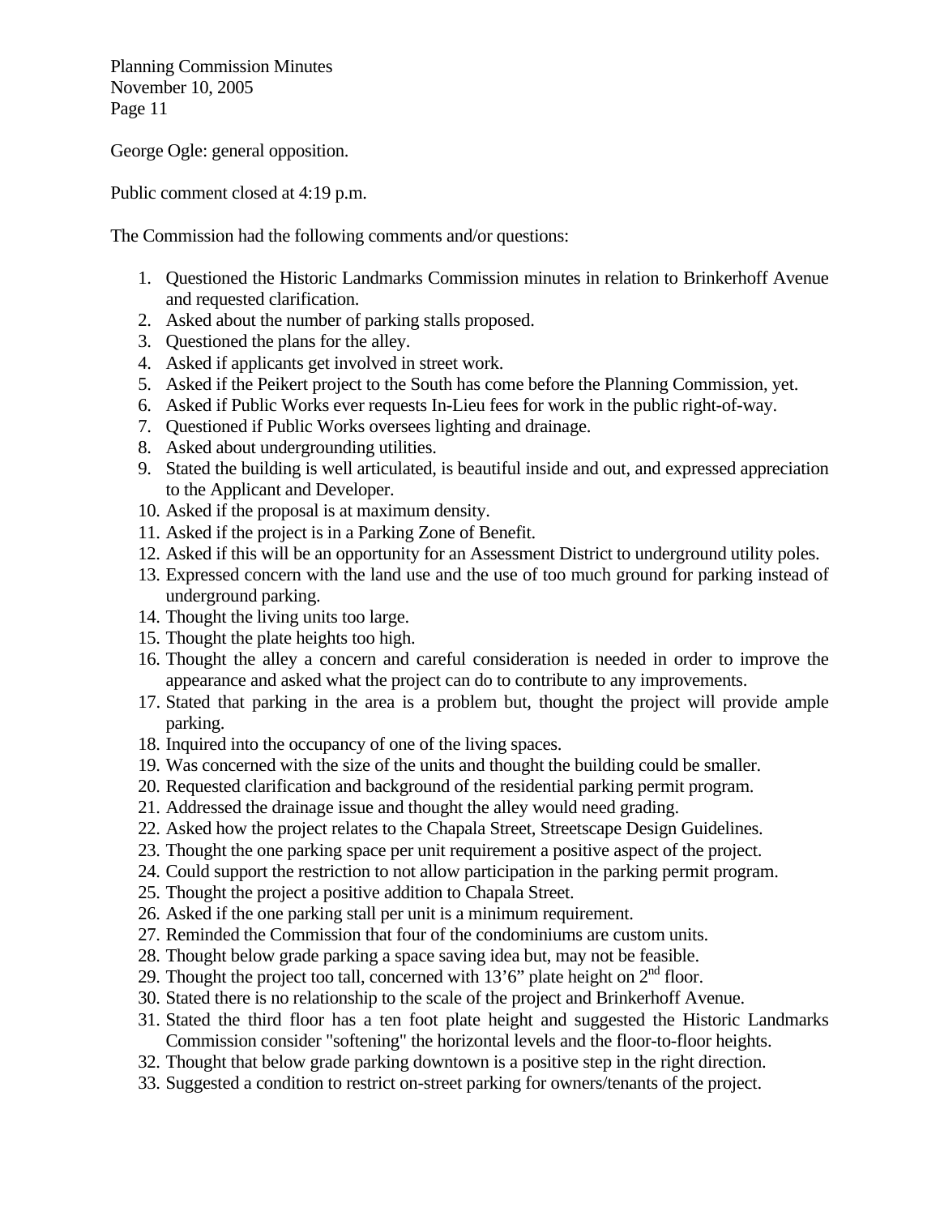George Ogle: general opposition.

Public comment closed at 4:19 p.m.

The Commission had the following comments and/or questions:

1. Questioned the Historic Landmarks Commission minutes in relation to Brinkerhoff Avenue and requested clarification.
2. Asked about the number of parking stalls proposed.
3. Questioned the plans for the alley.
4. Asked if applicants get involved in street work.
5. Asked if the Peikert project to the South has come before the Planning Commission, yet.
6. Asked if Public Works ever requests In-Lieu fees for work in the public right-of-way.
7. Questioned if Public Works oversees lighting and drainage.
8. Asked about undergrounding utilities.
9. Stated the building is well articulated, is beautiful inside and out, and expressed appreciation to the Applicant and Developer.
10. Asked if the proposal is at maximum density.
11. Asked if the project is in a Parking Zone of Benefit.
12. Asked if this will be an opportunity for an Assessment District to underground utility poles.
13. Expressed concern with the land use and the use of too much ground for parking instead of underground parking.
14. Thought the living units too large.
15. Thought the plate heights too high.
16. Thought the alley a concern and careful consideration is needed in order to improve the appearance and asked what the project can do to contribute to any improvements.
17. Stated that parking in the area is a problem but, thought the project will provide ample parking.
18. Inquired into the occupancy of one of the living spaces.
19. Was concerned with the size of the units and thought the building could be smaller.
20. Requested clarification and background of the residential parking permit program.
21. Addressed the drainage issue and thought the alley would need grading.
22. Asked how the project relates to the Chapala Street, Streetscape Design Guidelines.
23. Thought the one parking space per unit requirement a positive aspect of the project.
24. Could support the restriction to not allow participation in the parking permit program.
25. Thought the project a positive addition to Chapala Street.
26. Asked if the one parking stall per unit is a minimum requirement.
27. Reminded the Commission that four of the condominiums are custom units.
28. Thought below grade parking a space saving idea but, may not be feasible.
29. Thought the project too tall, concerned with 13'6" plate height on 2nd floor.
30. Stated there is no relationship to the scale of the project and Brinkerhoff Avenue.
31. Stated the third floor has a ten foot plate height and suggested the Historic Landmarks Commission consider "softening" the horizontal levels and the floor-to-floor heights.
32. Thought that below grade parking downtown is a positive step in the right direction.
33. Suggested a condition to restrict on-street parking for owners/tenants of the project.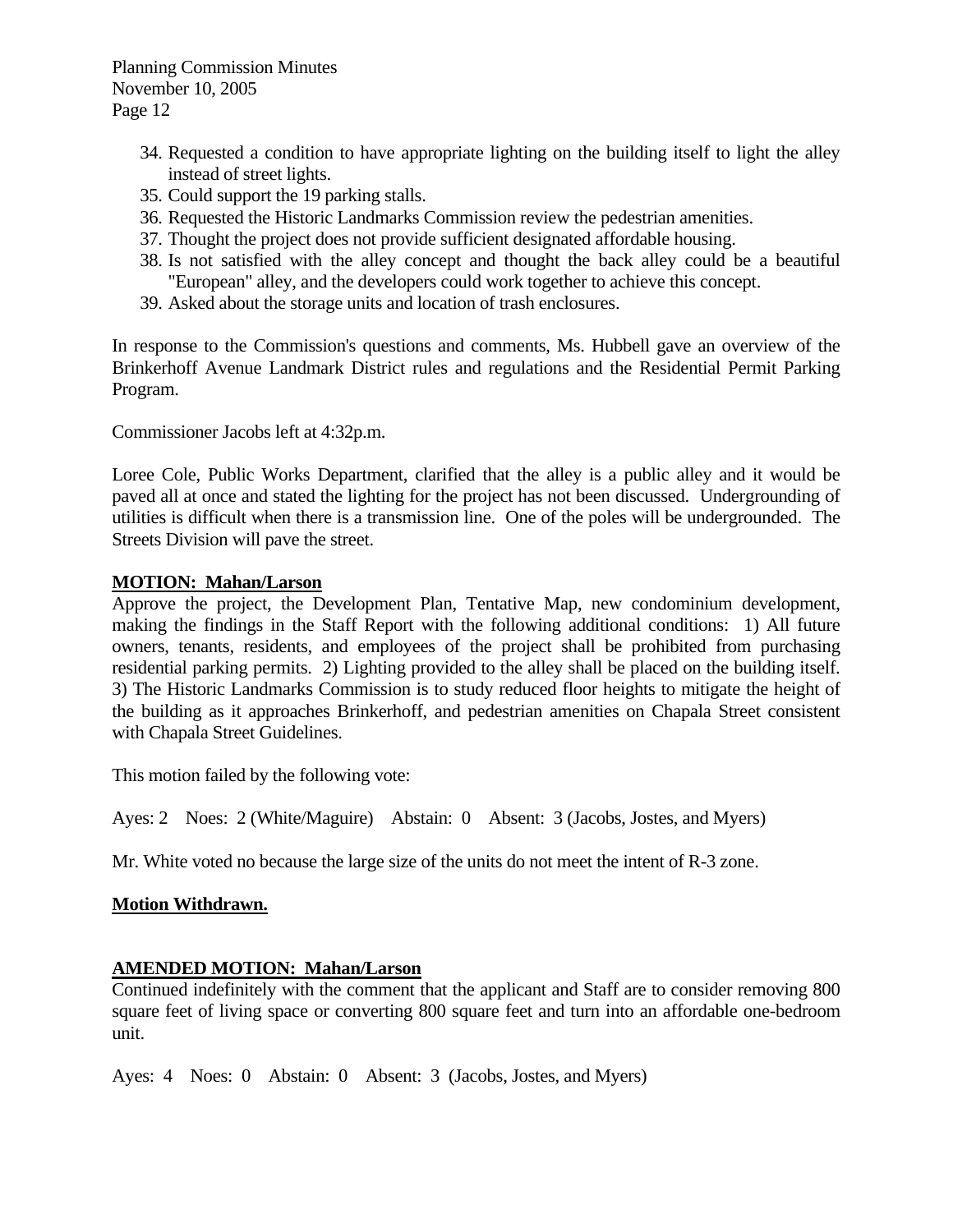34. Requested a condition to have appropriate lighting on the building itself to light the alley instead of street lights.
35. Could support the 19 parking stalls.
36. Requested the Historic Landmarks Commission review the pedestrian amenities.
37. Thought the project does not provide sufficient designated affordable housing.
38. Is not satisfied with the alley concept and thought the back alley could be a beautiful "European" alley, and the developers could work together to achieve this concept.
39. Asked about the storage units and location of trash enclosures.

In response to the Commission's questions and comments, Ms. Hubbell gave an overview of the Brinkerhoff Avenue Landmark District rules and regulations and the Residential Permit Parking Program.

Commissioner Jacobs left at 4:32p.m.

Loree Cole, Public Works Department, clarified that the alley is a public alley and it would be paved all at once and stated the lighting for the project has not been discussed. Undergrounding of utilities is difficult when there is a transmission line. One of the poles will be undergrounded. The Streets Division will pave the street.

**MOTION: Mahan/Larson**

Approve the project, the Development Plan, Tentative Map, new condominium development, making the findings in the Staff Report with the following additional conditions: 1) All future owners, tenants, residents, and employees of the project shall be prohibited from purchasing residential parking permits. 2) Lighting provided to the alley shall be placed on the building itself. 3) The Historic Landmarks Commission is to study reduced floor heights to mitigate the height of the building as it approaches Brinkerhoff, and pedestrian amenities on Chapala Street consistent with Chapala Street Guidelines.

This motion failed by the following vote:

Ayes: 2 Noes: 2 (White/Maguire) Abstain: 0 Absent: 3 (Jacobs, Jostes, and Myers)

Mr. White voted no because the large size of the units do not meet the intent of R-3 zone.

**Motion Withdrawn.**

**AMENDED MOTION: Mahan/Larson**

Continued indefinitely with the comment that the applicant and Staff are to consider removing 800 square feet of living space or converting 800 square feet and turn into an affordable one-bedroom unit.

Ayes: 4 Noes: 0 Abstain: 0 Absent: 3 (Jacobs, Jostes, and Myers)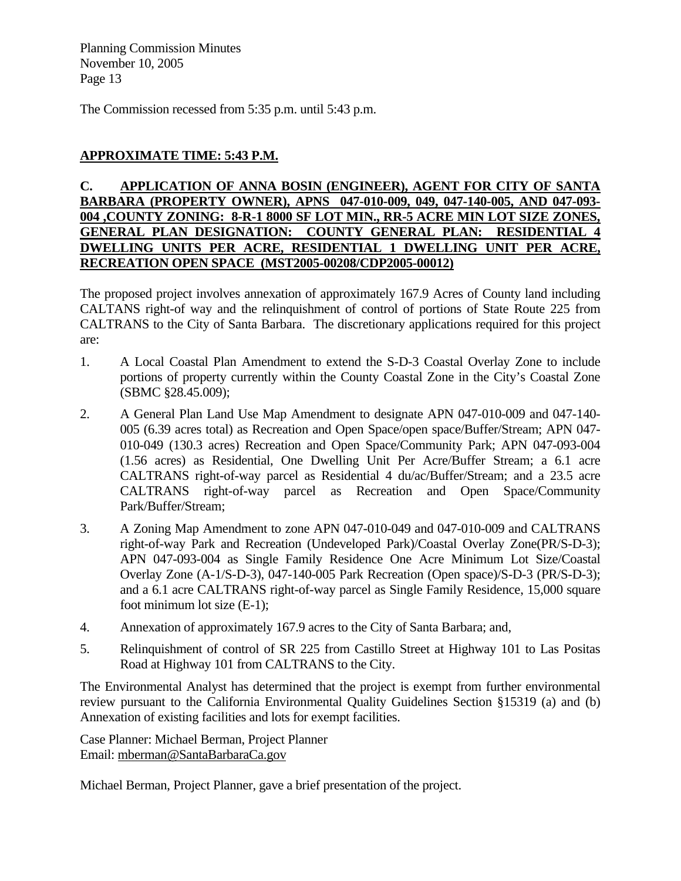The Commission recessed from 5:35 p.m. until 5:43 p.m.

**APPROXIMATE TIME: 5:43 P.M.**

**C. APPLICATION OF ANNA BOSIN (ENGINEER), AGENT FOR CITY OF SANTA BARBARA (PROPERTY OWNER), APNS 047-010-009, 049, 047-140-005, AND 047-093-004 ,COUNTY ZONING: 8-R-1 8000 SF LOT MIN., RR-5 ACRE MIN LOT SIZE ZONES, GENERAL PLAN DESIGNATION: COUNTY GENERAL PLAN: RESIDENTIAL 4 DWELLING UNITS PER ACRE, RESIDENTIAL 1 DWELLING UNIT PER ACRE, RECREATION OPEN SPACE (MST2005-00208/CDP2005-00012)**

The proposed project involves annexation of approximately 167.9 Acres of County land including CALTANS right-of way and the relinquishment of control of portions of State Route 225 from CALTRANS to the City of Santa Barbara. The discretionary applications required for this project are:

1. A Local Coastal Plan Amendment to extend the S-D-3 Coastal Overlay Zone to include portions of property currently within the County Coastal Zone in the City's Coastal Zone (SBMC §28.45.009);
2. A General Plan Land Use Map Amendment to designate APN 047-010-009 and 047-140-005 (6.39 acres total) as Recreation and Open Space/open space/Buffer/Stream; APN 047-010-049 (130.3 acres) Recreation and Open Space/Community Park; APN 047-093-004 (1.56 acres) as Residential, One Dwelling Unit Per Acre/Buffer Stream; a 6.1 acre CALTRANS right-of-way parcel as Residential 4 du/ac/Buffer/Stream; and a 23.5 acre CALTRANS right-of-way parcel as Recreation and Open Space/Community Park/Buffer/Stream;
3. A Zoning Map Amendment to zone APN 047-010-049 and 047-010-009 and CALTRANS right-of-way Park and Recreation (Undeveloped Park)/Coastal Overlay Zone(PR/S-D-3); APN 047-093-004 as Single Family Residence One Acre Minimum Lot Size/Coastal Overlay Zone (A-1/S-D-3), 047-140-005 Park Recreation (Open space)/S-D-3 (PR/S-D-3); and a 6.1 acre CALTRANS right-of-way parcel as Single Family Residence, 15,000 square foot minimum lot size (E-1);
4. Annexation of approximately 167.9 acres to the City of Santa Barbara; and,
5. Relinquishment of control of SR 225 from Castillo Street at Highway 101 to Las Positas Road at Highway 101 from CALTRANS to the City.

The Environmental Analyst has determined that the project is exempt from further environmental review pursuant to the California Environmental Quality Guidelines Section §15319 (a) and (b) Annexation of existing facilities and lots for exempt facilities.

Case Planner: Michael Berman, Project Planner
Email: mberman@SantaBarbaraCa.gov

Michael Berman, Project Planner, gave a brief presentation of the project.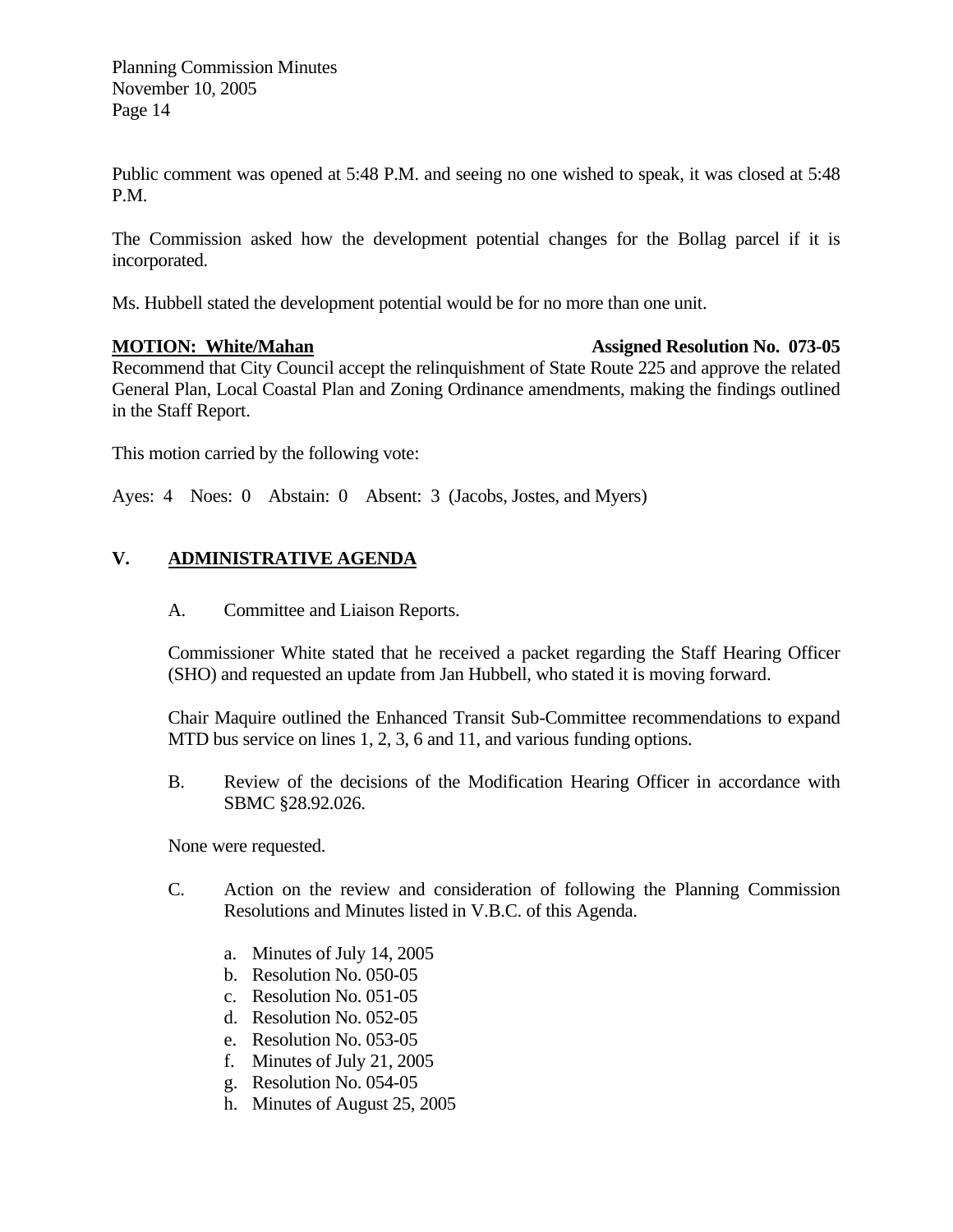Public comment was opened at 5:48 P.M. and seeing no one wished to speak, it was closed at 5:48 P.M.

The Commission asked how the development potential changes for the Bollag parcel if it is incorporated.

Ms. Hubbell stated the development potential would be for no more than one unit.

**MOTION: White/Mahan** **Assigned Resolution No. 073-05**

Recommend that City Council accept the relinquishment of State Route 225 and approve the related General Plan, Local Coastal Plan and Zoning Ordinance amendments, making the findings outlined in the Staff Report.

This motion carried by the following vote:

Ayes: 4 Noes: 0 Abstain: 0 Absent: 3 (Jacobs, Jostes, and Myers)

## V. ADMINISTRATIVE AGENDA

A. Committee and Liaison Reports.

Commissioner White stated that he received a packet regarding the Staff Hearing Officer (SHO) and requested an update from Jan Hubbell, who stated it is moving forward.

Chair Maquire outlined the Enhanced Transit Sub-Committee recommendations to expand MTD bus service on lines 1, 2, 3, 6 and 11, and various funding options.

B. Review of the decisions of the Modification Hearing Officer in accordance with SBMC §28.92.026.

None were requested.

C. Action on the review and consideration of following the Planning Commission Resolutions and Minutes listed in V.B.C. of this Agenda.

a. Minutes of July 14, 2005
b. Resolution No. 050-05
c. Resolution No. 051-05
d. Resolution No. 052-05
e. Resolution No. 053-05
f. Minutes of July 21, 2005
g. Resolution No. 054-05
h. Minutes of August 25, 2005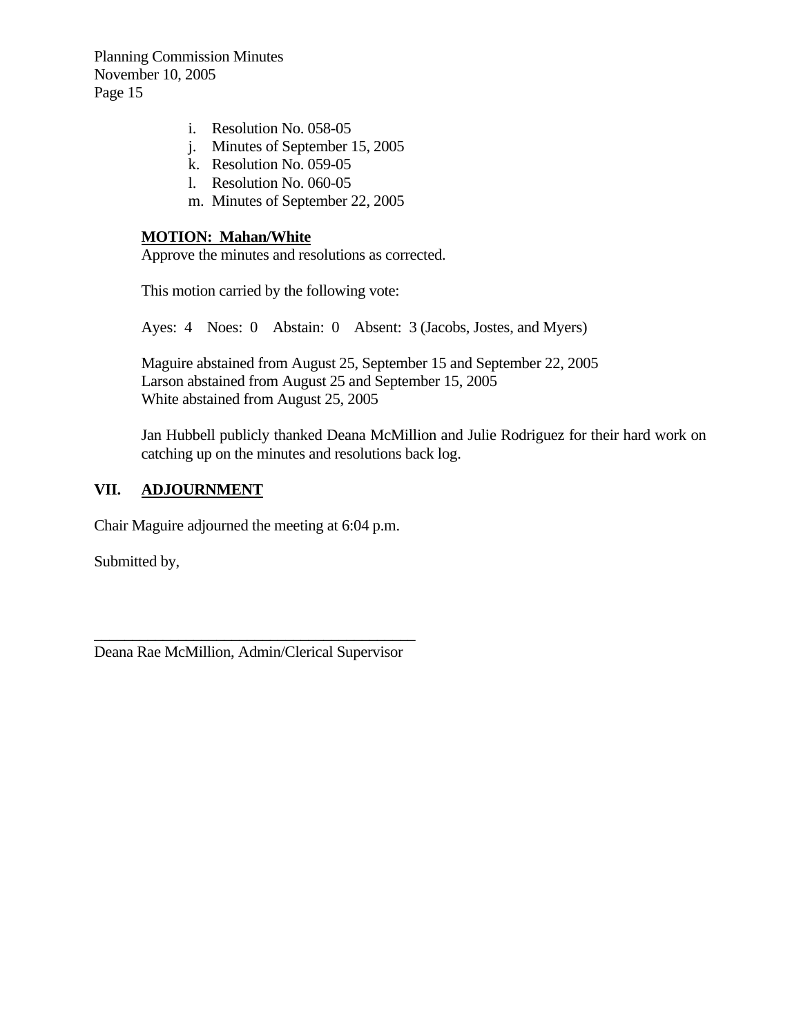i. Resolution No. 058-05
j. Minutes of September 15, 2005
k. Resolution No. 059-05
l. Resolution No. 060-05
m. Minutes of September 22, 2005

**MOTION: Mahan/White**
Approve the minutes and resolutions as corrected.

This motion carried by the following vote:

Ayes: 4 Noes: 0 Abstain: 0 Absent: 3 (Jacobs, Jostes, and Myers)

Maguire abstained from August 25, September 15 and September 22, 2005
Larson abstained from August 25 and September 15, 2005
White abstained from August 25, 2005

Jan Hubbell publicly thanked Deana McMillion and Julie Rodriguez for their hard work on catching up on the minutes and resolutions back log.

## VII. ADJOURNMENT

Chair Maguire adjourned the meeting at 6:04 p.m.

Submitted by,

\_\_\_\_\_\_\_\_\_\_\_\_\_\_\_\_\_\_\_\_\_\_\_\_\_\_\_\_\_\_\_\_\_\_\_\_\_\_\_\_\_\_
Deana Rae McMillion, Admin/Clerical Supervisor